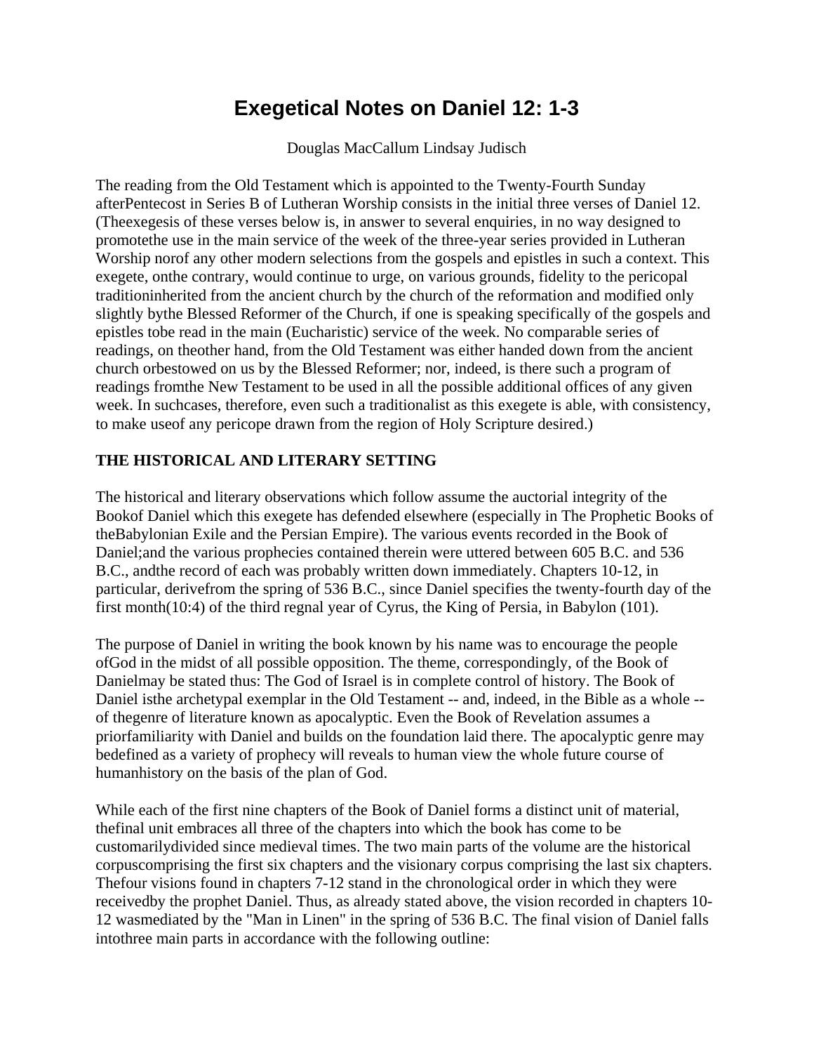# Exegetical Notes on Daniel 12: 1-3

Douglas MacCallum Lindsay Judisch

The reading from the Old Testament which is appointed to the Twenty-Fourth Sunday afterPentecost in Series B of Lutheran Worship consists in the initial three verses of Daniel 12. (Theexegesis of these verses below is, in answer to several enquiries, in no way designed to promotethe use in the main service of the week of the three-year series provided in Lutheran Worship norof any other modern selections from the gospels and epistles in such a context. This exegete, onthe contrary, would continue to urge, on various grounds, fidelity to the pericopal traditioninherited from the ancient church by the church of the reformation and modified only slightly bythe Blessed Reformer of the Church, if one is speaking specifically of the gospels and epistles tobe read in the main (Eucharistic) service of the week. No comparable series of readings, on theother hand, from the Old Testament was either handed down from the ancient church orbestowed on us by the Blessed Reformer; nor, indeed, is there such a program of readings fromthe New Testament to be used in all the possible additional offices of any given week. In suchcases, therefore, even such a traditionalist as this exegete is able, with consistency, to make useof any pericope drawn from the region of Holy Scripture desired.)

**THE HISTORICAL AND LITERARY SETTING**

The historical and literary observations which follow assume the auctorial integrity of the Bookof Daniel which this exegete has defended elsewhere (especially in The Prophetic Books of theBabylonian Exile and the Persian Empire). The various events recorded in the Book of Daniel;and the various prophecies contained therein were uttered between 605 B.C. and 536 B.C., andthe record of each was probably written down immediately. Chapters 10-12, in particular, derivefrom the spring of 536 B.C., since Daniel specifies the twenty-fourth day of the first month(10:4) of the third regnal year of Cyrus, the King of Persia, in Babylon (101).

The purpose of Daniel in writing the book known by his name was to encourage the people ofGod in the midst of all possible opposition. The theme, correspondingly, of the Book of Danielmay be stated thus: The God of Israel is in complete control of history. The Book of Daniel isthe archetypal exemplar in the Old Testament -- and, indeed, in the Bible as a whole -- of thegenre of literature known as apocalyptic. Even the Book of Revelation assumes a priorfamiliarity with Daniel and builds on the foundation laid there. The apocalyptic genre may bedefined as a variety of prophecy will reveals to human view the whole future course of humanhistory on the basis of the plan of God.

While each of the first nine chapters of the Book of Daniel forms a distinct unit of material, thefinal unit embraces all three of the chapters into which the book has come to be customarilydivided since medieval times. The two main parts of the volume are the historical corpuscomprising the first six chapters and the visionary corpus comprising the last six chapters. Thefour visions found in chapters 7-12 stand in the chronological order in which they were receivedby the prophet Daniel. Thus, as already stated above, the vision recorded in chapters 10-12 wasmediated by the "Man in Linen" in the spring of 536 B.C. The final vision of Daniel falls intothree main parts in accordance with the following outline: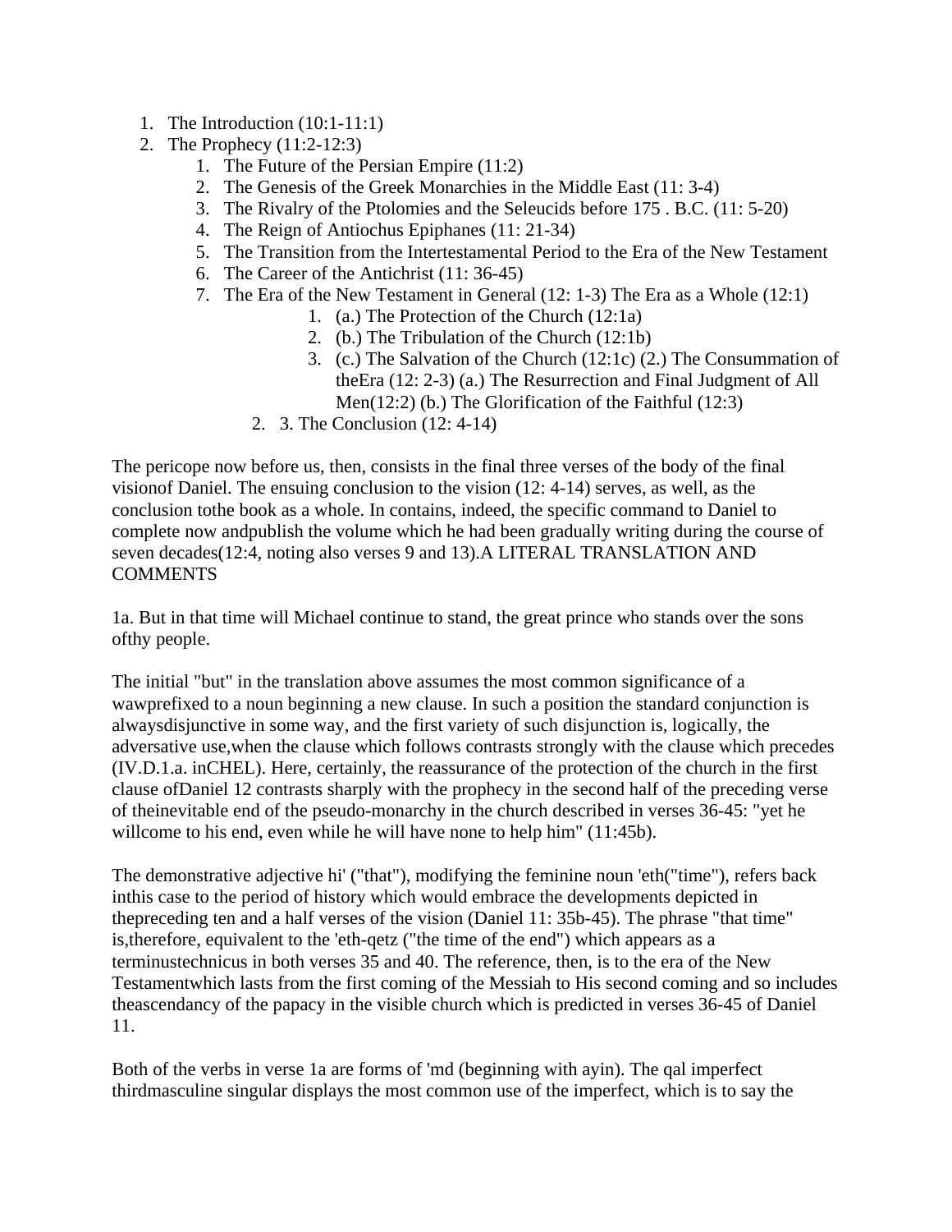1. The Introduction (10:1-11:1)
2. The Prophecy (11:2-12:3)
   1. The Future of the Persian Empire (11:2)
   2. The Genesis of the Greek Monarchies in the Middle East (11: 3-4)
   3. The Rivalry of the Ptolomies and the Seleucids before 175 . B.C. (11: 5-20)
   4. The Reign of Antiochus Epiphanes (11: 21-34)
   5. The Transition from the Intertestamental Period to the Era of the New Testament
   6. The Career of the Antichrist (11: 36-45)
   7. The Era of the New Testament in General (12: 1-3) The Era as a Whole (12:1)
      1. (a.) The Protection of the Church (12:1a)
      2. (b.) The Tribulation of the Church (12:1b)
      3. (c.) The Salvation of the Church (12:1c) (2.) The Consummation of theEra (12: 2-3) (a.) The Resurrection and Final Judgment of All Men(12:2) (b.) The Glorification of the Faithful (12:3)
   2. 3. The Conclusion (12: 4-14)

The pericope now before us, then, consists in the final three verses of the body of the final visionof Daniel. The ensuing conclusion to the vision (12: 4-14) serves, as well, as the conclusion tothe book as a whole. In contains, indeed, the specific command to Daniel to complete now andpublish the volume which he had been gradually writing during the course of seven decades(12:4, noting also verses 9 and 13).A LITERAL TRANSLATION AND COMMENTS

1a. But in that time will Michael continue to stand, the great prince who stands over the sons ofthy people.

The initial "but" in the translation above assumes the most common significance of a wawprefixed to a noun beginning a new clause. In such a position the standard conjunction is alwaysdisjunctive in some way, and the first variety of such disjunction is, logically, the adversative use,when the clause which follows contrasts strongly with the clause which precedes (IV.D.1.a. inCHEL). Here, certainly, the reassurance of the protection of the church in the first clause ofDaniel 12 contrasts sharply with the prophecy in the second half of the preceding verse of theinevitable end of the pseudo-monarchy in the church described in verses 36-45: "yet he willcome to his end, even while he will have none to help him" (11:45b).

The demonstrative adjective hi' ("that"), modifying the feminine noun 'eth("time"), refers back inthis case to the period of history which would embrace the developments depicted in thepreceding ten and a half verses of the vision (Daniel 11: 35b-45). The phrase "that time" is,therefore, equivalent to the 'eth-qetz ("the time of the end") which appears as a terminustechnicus in both verses 35 and 40. The reference, then, is to the era of the New Testamentwhich lasts from the first coming of the Messiah to His second coming and so includes theascendancy of the papacy in the visible church which is predicted in verses 36-45 of Daniel 11.

Both of the verbs in verse 1a are forms of 'md (beginning with ayin). The qal imperfect thirdmasculine singular displays the most common use of the imperfect, which is to say the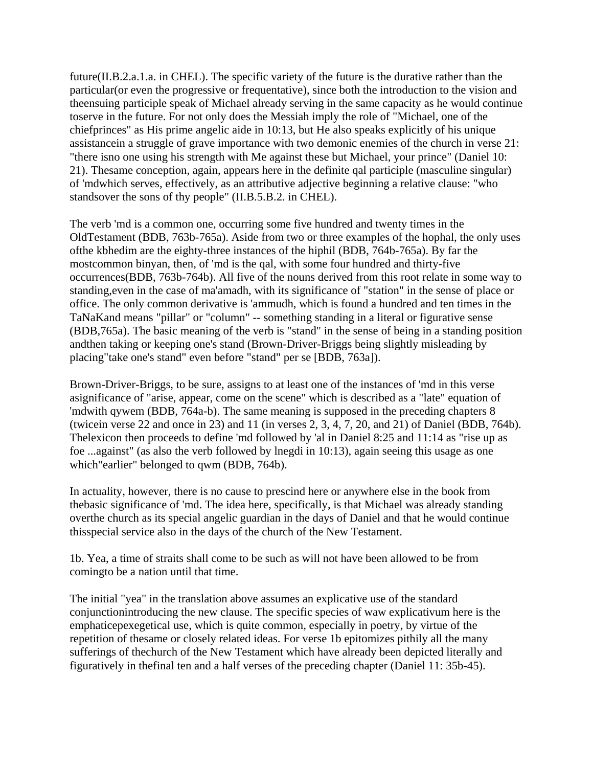future(II.B.2.a.1.a. in CHEL). The specific variety of the future is the durative rather than the particular(or even the progressive or frequentative), since both the introduction to the vision and theensuing participle speak of Michael already serving in the same capacity as he would continue toserve in the future. For not only does the Messiah imply the role of "Michael, one of the chiefprinces" as His prime angelic aide in 10:13, but He also speaks explicitly of his unique assistancein a struggle of grave importance with two demonic enemies of the church in verse 21: "there isno one using his strength with Me against these but Michael, your prince" (Daniel 10: 21). Thesame conception, again, appears here in the definite qal participle (masculine singular) of 'mdwhich serves, effectively, as an attributive adjective beginning a relative clause: "who standsover the sons of thy people" (II.B.5.B.2. in CHEL).

The verb 'md is a common one, occurring some five hundred and twenty times in the OldTestament (BDB, 763b-765a). Aside from two or three examples of the hophal, the only uses ofthe kbhedim are the eighty-three instances of the hiphil (BDB, 764b-765a). By far the mostcommon binyan, then, of 'md is the qal, with some four hundred and thirty-five occurrences(BDB, 763b-764b). All five of the nouns derived from this root relate in some way to standing,even in the case of ma'amadh, with its significance of "station" in the sense of place or office. The only common derivative is 'ammudh, which is found a hundred and ten times in the TaNaKand means "pillar" or "column" -- something standing in a literal or figurative sense (BDB,765a). The basic meaning of the verb is "stand" in the sense of being in a standing position andthen taking or keeping one's stand (Brown-Driver-Briggs being slightly misleading by placing"take one's stand" even before "stand" per se [BDB, 763a]).

Brown-Driver-Briggs, to be sure, assigns to at least one of the instances of 'md in this verse asignificance of "arise, appear, come on the scene" which is described as a "late" equation of 'mdwith qywem (BDB, 764a-b). The same meaning is supposed in the preceding chapters 8 (twicein verse 22 and once in 23) and 11 (in verses 2, 3, 4, 7, 20, and 21) of Daniel (BDB, 764b). Thelexicon then proceeds to define 'md followed by 'al in Daniel 8:25 and 11:14 as "rise up as foe ...against" (as also the verb followed by lnegdi in 10:13), again seeing this usage as one which"earlier" belonged to qwm (BDB, 764b).

In actuality, however, there is no cause to prescind here or anywhere else in the book from thebasic significance of 'md. The idea here, specifically, is that Michael was already standing overthe church as its special angelic guardian in the days of Daniel and that he would continue thisspecial service also in the days of the church of the New Testament.

1b. Yea, a time of straits shall come to be such as will not have been allowed to be from comingto be a nation until that time.

The initial "yea" in the translation above assumes an explicative use of the standard conjunctionintroducing the new clause. The specific species of waw explicativum here is the emphaticepexegetical use, which is quite common, especially in poetry, by virtue of the repetition of thesame or closely related ideas. For verse 1b epitomizes pithily all the many sufferings of thechurch of the New Testament which have already been depicted literally and figuratively in thefinal ten and a half verses of the preceding chapter (Daniel 11: 35b-45).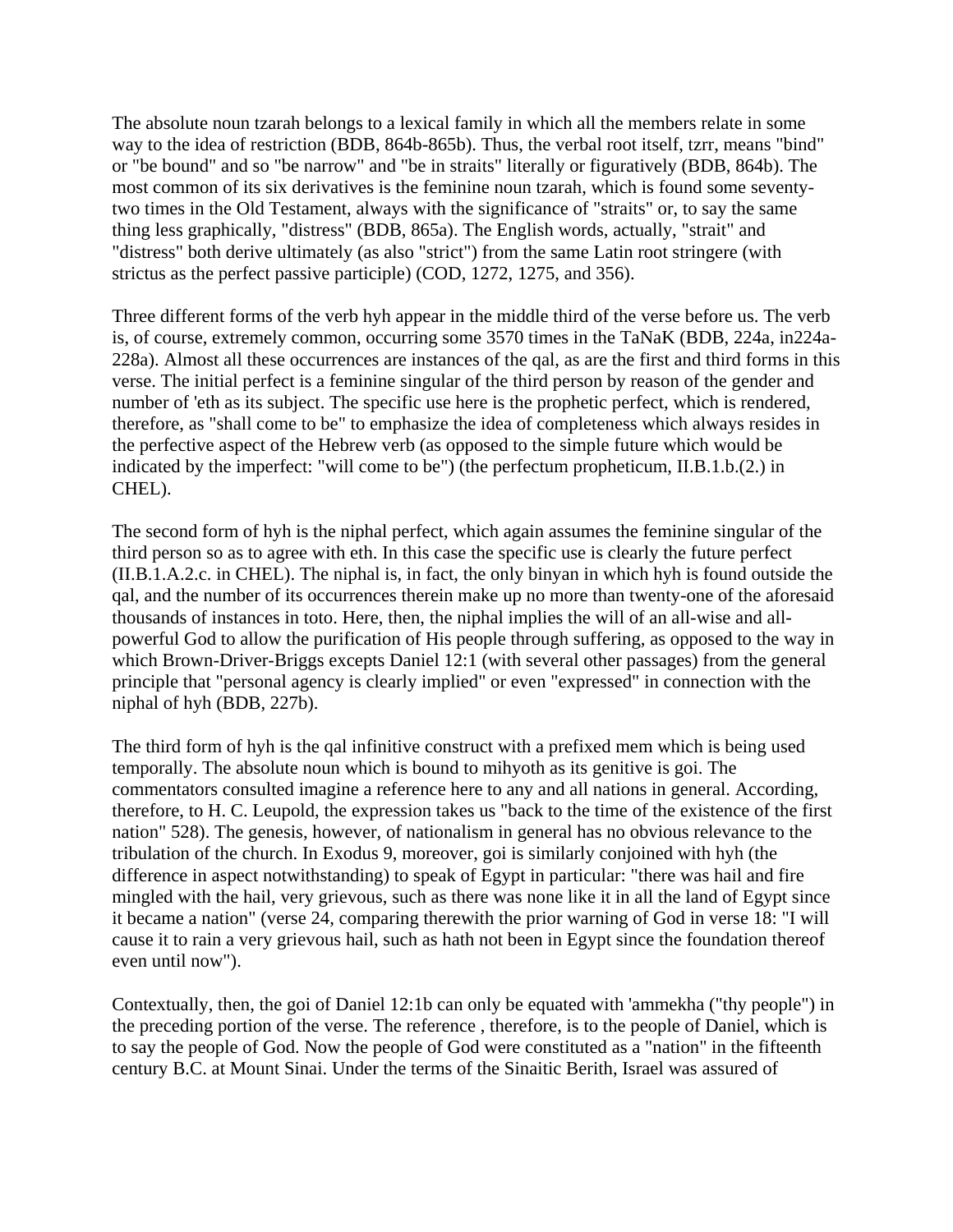The absolute noun tzarah belongs to a lexical family in which all the members relate in some way to the idea of restriction (BDB, 864b-865b). Thus, the verbal root itself, tzrr, means "bind" or "be bound" and so "be narrow" and "be in straits" literally or figuratively (BDB, 864b). The most common of its six derivatives is the feminine noun tzarah, which is found some seventy-two times in the Old Testament, always with the significance of "straits" or, to say the same thing less graphically, "distress" (BDB, 865a). The English words, actually, "strait" and "distress" both derive ultimately (as also "strict") from the same Latin root stringere (with strictus as the perfect passive participle) (COD, 1272, 1275, and 356).

Three different forms of the verb hyh appear in the middle third of the verse before us. The verb is, of course, extremely common, occurring some 3570 times in the TaNaK (BDB, 224a, in224a-228a). Almost all these occurrences are instances of the qal, as are the first and third forms in this verse. The initial perfect is a feminine singular of the third person by reason of the gender and number of 'eth as its subject. The specific use here is the prophetic perfect, which is rendered, therefore, as "shall come to be" to emphasize the idea of completeness which always resides in the perfective aspect of the Hebrew verb (as opposed to the simple future which would be indicated by the imperfect: "will come to be") (the perfectum prophecticum, II.B.1.b.(2.) in CHEL).

The second form of hyh is the niphal perfect, which again assumes the feminine singular of the third person so as to agree with eth. In this case the specific use is clearly the future perfect (II.B.1.A.2.c. in CHEL). The niphal is, in fact, the only binyan in which hyh is found outside the qal, and the number of its occurrences therein make up no more than twenty-one of the aforesaid thousands of instances in toto. Here, then, the niphal implies the will of an all-wise and all-powerful God to allow the purification of His people through suffering, as opposed to the way in which Brown-Driver-Briggs excepts Daniel 12:1 (with several other passages) from the general principle that "personal agency is clearly implied" or even "expressed" in connection with the niphal of hyh (BDB, 227b).

The third form of hyh is the qal infinitive construct with a prefixed mem which is being used temporally. The absolute noun which is bound to mihyoth as its genitive is goi. The commentators consulted imagine a reference here to any and all nations in general. According, therefore, to H. C. Leupold, the expression takes us "back to the time of the existence of the first nation" 528). The genesis, however, of nationalism in general has no obvious relevance to the tribulation of the church. In Exodus 9, moreover, goi is similarly conjoined with hyh (the difference in aspect notwithstanding) to speak of Egypt in particular: "there was hail and fire mingled with the hail, very grievous, such as there was none like it in all the land of Egypt since it became a nation" (verse 24, comparing therewith the prior warning of God in verse 18: "I will cause it to rain a very grievous hail, such as hath not been in Egypt since the foundation thereof even until now").

Contextually, then, the goi of Daniel 12:1b can only be equated with 'ammekha ("thy people") in the preceding portion of the verse. The reference , therefore, is to the people of Daniel, which is to say the people of God. Now the people of God were constituted as a "nation" in the fifteenth century B.C. at Mount Sinai. Under the terms of the Sinaitic Berith, Israel was assured of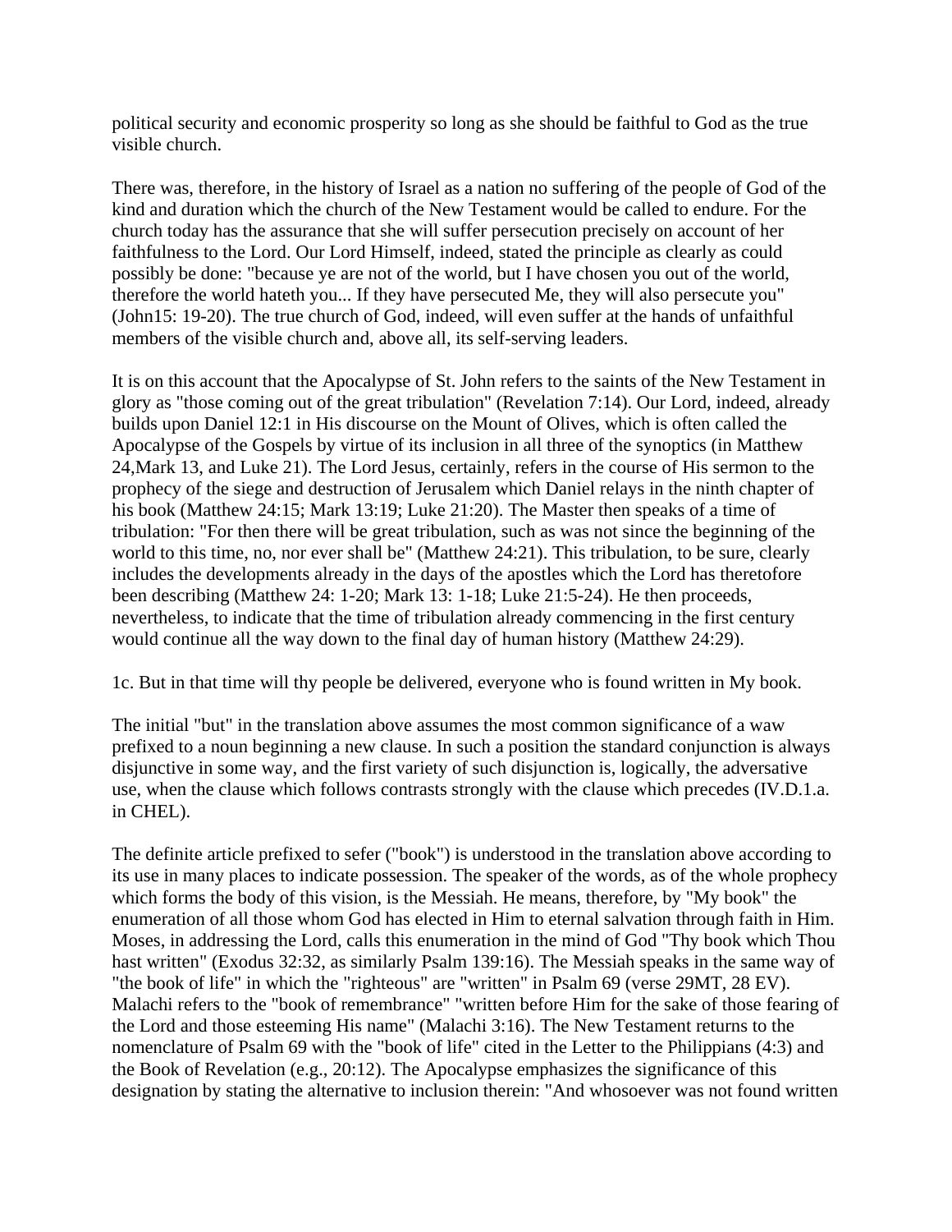political security and economic prosperity so long as she should be faithful to God as the true visible church.

There was, therefore, in the history of Israel as a nation no suffering of the people of God of the kind and duration which the church of the New Testament would be called to endure. For the church today has the assurance that she will suffer persecution precisely on account of her faithfulness to the Lord. Our Lord Himself, indeed, stated the principle as clearly as could possibly be done: "because ye are not of the world, but I have chosen you out of the world, therefore the world hateth you... If they have persecuted Me, they will also persecute you" (John15: 19-20). The true church of God, indeed, will even suffer at the hands of unfaithful members of the visible church and, above all, its self-serving leaders.

It is on this account that the Apocalypse of St. John refers to the saints of the New Testament in glory as "those coming out of the great tribulation" (Revelation 7:14). Our Lord, indeed, already builds upon Daniel 12:1 in His discourse on the Mount of Olives, which is often called the Apocalypse of the Gospels by virtue of its inclusion in all three of the synoptics (in Matthew 24,Mark 13, and Luke 21). The Lord Jesus, certainly, refers in the course of His sermon to the prophecy of the siege and destruction of Jerusalem which Daniel relays in the ninth chapter of his book (Matthew 24:15; Mark 13:19; Luke 21:20). The Master then speaks of a time of tribulation: "For then there will be great tribulation, such as was not since the beginning of the world to this time, no, nor ever shall be" (Matthew 24:21). This tribulation, to be sure, clearly includes the developments already in the days of the apostles which the Lord has theretofore been describing (Matthew 24: 1-20; Mark 13: 1-18; Luke 21:5-24). He then proceeds, nevertheless, to indicate that the time of tribulation already commencing in the first century would continue all the way down to the final day of human history (Matthew 24:29).

1c. But in that time will thy people be delivered, everyone who is found written in My book.

The initial "but" in the translation above assumes the most common significance of a waw prefixed to a noun beginning a new clause. In such a position the standard conjunction is always disjunctive in some way, and the first variety of such disjunction is, logically, the adversative use, when the clause which follows contrasts strongly with the clause which precedes (IV.D.1.a. in CHEL).

The definite article prefixed to sefer ("book") is understood in the translation above according to its use in many places to indicate possession. The speaker of the words, as of the whole prophecy which forms the body of this vision, is the Messiah. He means, therefore, by "My book" the enumeration of all those whom God has elected in Him to eternal salvation through faith in Him. Moses, in addressing the Lord, calls this enumeration in the mind of God "Thy book which Thou hast written" (Exodus 32:32, as similarly Psalm 139:16). The Messiah speaks in the same way of "the book of life" in which the "righteous" are "written" in Psalm 69 (verse 29MT, 28 EV). Malachi refers to the "book of remembrance" "written before Him for the sake of those fearing of the Lord and those esteeming His name" (Malachi 3:16). The New Testament returns to the nomenclature of Psalm 69 with the "book of life" cited in the Letter to the Philippians (4:3) and the Book of Revelation (e.g., 20:12). The Apocalypse emphasizes the significance of this designation by stating the alternative to inclusion therein: "And whosoever was not found written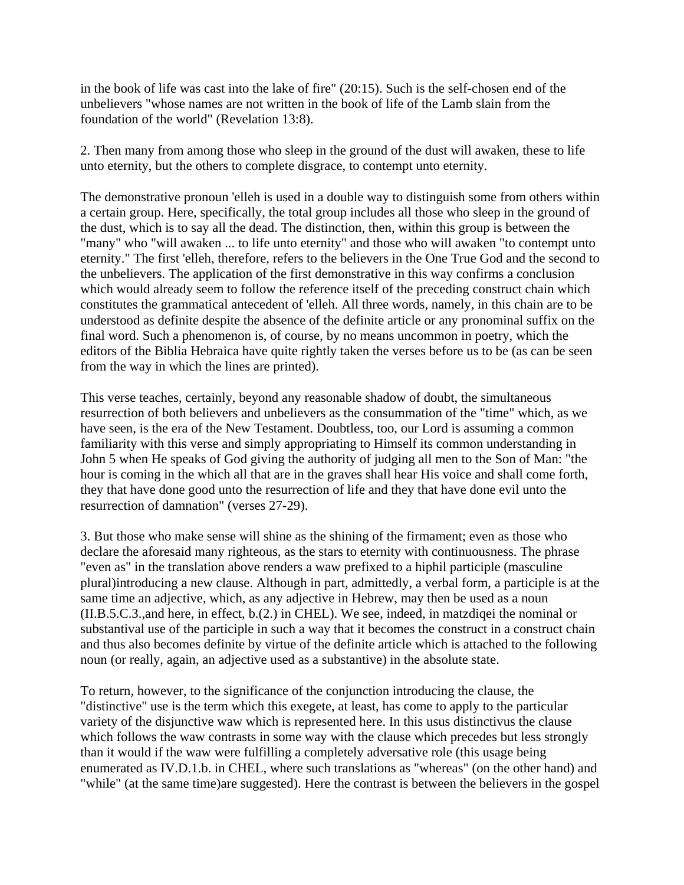in the book of life was cast into the lake of fire" (20:15). Such is the self-chosen end of the unbelievers "whose names are not written in the book of life of the Lamb slain from the foundation of the world" (Revelation 13:8).

2. Then many from among those who sleep in the ground of the dust will awaken, these to life unto eternity, but the others to complete disgrace, to contempt unto eternity.

The demonstrative pronoun 'elleh is used in a double way to distinguish some from others within a certain group. Here, specifically, the total group includes all those who sleep in the ground of the dust, which is to say all the dead. The distinction, then, within this group is between the "many" who "will awaken ... to life unto eternity" and those who will awaken "to contempt unto eternity." The first 'elleh, therefore, refers to the believers in the One True God and the second to the unbelievers. The application of the first demonstrative in this way confirms a conclusion which would already seem to follow the reference itself of the preceding construct chain which constitutes the grammatical antecedent of 'elleh. All three words, namely, in this chain are to be understood as definite despite the absence of the definite article or any pronominal suffix on the final word. Such a phenomenon is, of course, by no means uncommon in poetry, which the editors of the Biblia Hebraica have quite rightly taken the verses before us to be (as can be seen from the way in which the lines are printed).

This verse teaches, certainly, beyond any reasonable shadow of doubt, the simultaneous resurrection of both believers and unbelievers as the consummation of the "time" which, as we have seen, is the era of the New Testament. Doubtless, too, our Lord is assuming a common familiarity with this verse and simply appropriating to Himself its common understanding in John 5 when He speaks of God giving the authority of judging all men to the Son of Man: "the hour is coming in the which all that are in the graves shall hear His voice and shall come forth, they that have done good unto the resurrection of life and they that have done evil unto the resurrection of damnation" (verses 27-29).

3. But those who make sense will shine as the shining of the firmament; even as those who declare the aforesaid many righteous, as the stars to eternity with continuousness. The phrase "even as" in the translation above renders a waw prefixed to a hiphil participle (masculine plural)introducing a new clause. Although in part, admittedly, a verbal form, a participle is at the same time an adjective, which, as any adjective in Hebrew, may then be used as a noun (II.B.5.C.3.,and here, in effect, b.(2.) in CHEL). We see, indeed, in matzdiqei the nominal or substantival use of the participle in such a way that it becomes the construct in a construct chain and thus also becomes definite by virtue of the definite article which is attached to the following noun (or really, again, an adjective used as a substantive) in the absolute state.

To return, however, to the significance of the conjunction introducing the clause, the "distinctive" use is the term which this exegete, at least, has come to apply to the particular variety of the disjunctive waw which is represented here. In this usus distinctivus the clause which follows the waw contrasts in some way with the clause which precedes but less strongly than it would if the waw were fulfilling a completely adversative role (this usage being enumerated as IV.D.1.b. in CHEL, where such translations as "whereas" (on the other hand) and "while" (at the same time)are suggested). Here the contrast is between the believers in the gospel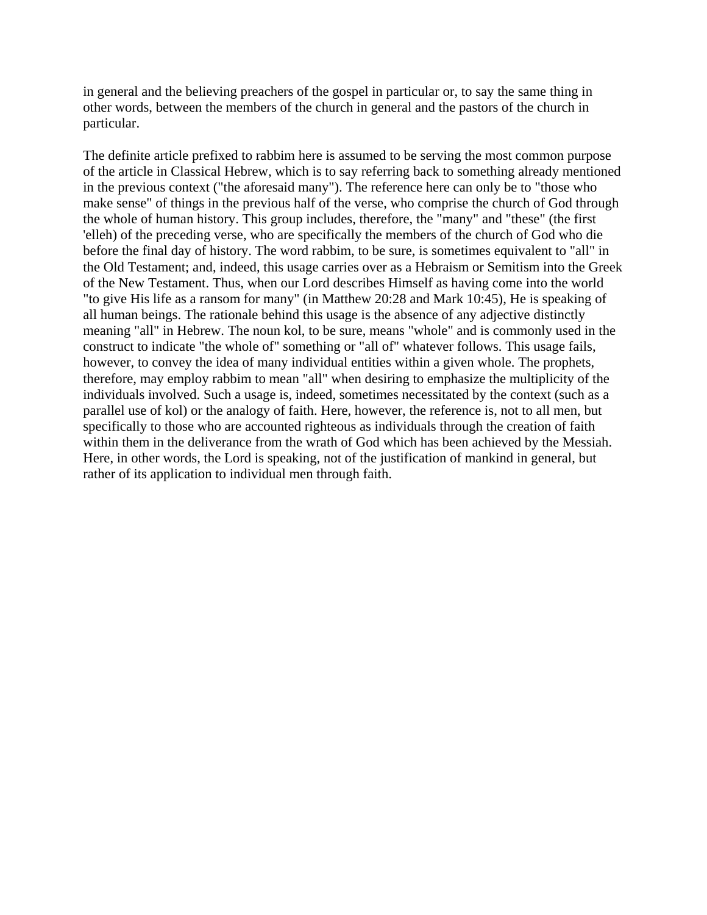in general and the believing preachers of the gospel in particular or, to say the same thing in other words, between the members of the church in general and the pastors of the church in particular.

The definite article prefixed to rabbim here is assumed to be serving the most common purpose of the article in Classical Hebrew, which is to say referring back to something already mentioned in the previous context ("the aforesaid many"). The reference here can only be to "those who make sense" of things in the previous half of the verse, who comprise the church of God through the whole of human history. This group includes, therefore, the "many" and "these" (the first 'elleh) of the preceding verse, who are specifically the members of the church of God who die before the final day of history. The word rabbim, to be sure, is sometimes equivalent to "all" in the Old Testament; and, indeed, this usage carries over as a Hebraism or Semitism into the Greek of the New Testament. Thus, when our Lord describes Himself as having come into the world "to give His life as a ransom for many" (in Matthew 20:28 and Mark 10:45), He is speaking of all human beings. The rationale behind this usage is the absence of any adjective distinctly meaning "all" in Hebrew. The noun kol, to be sure, means "whole" and is commonly used in the construct to indicate "the whole of" something or "all of" whatever follows. This usage fails, however, to convey the idea of many individual entities within a given whole. The prophets, therefore, may employ rabbim to mean "all" when desiring to emphasize the multiplicity of the individuals involved. Such a usage is, indeed, sometimes necessitated by the context (such as a parallel use of kol) or the analogy of faith. Here, however, the reference is, not to all men, but specifically to those who are accounted righteous as individuals through the creation of faith within them in the deliverance from the wrath of God which has been achieved by the Messiah. Here, in other words, the Lord is speaking, not of the justification of mankind in general, but rather of its application to individual men through faith.